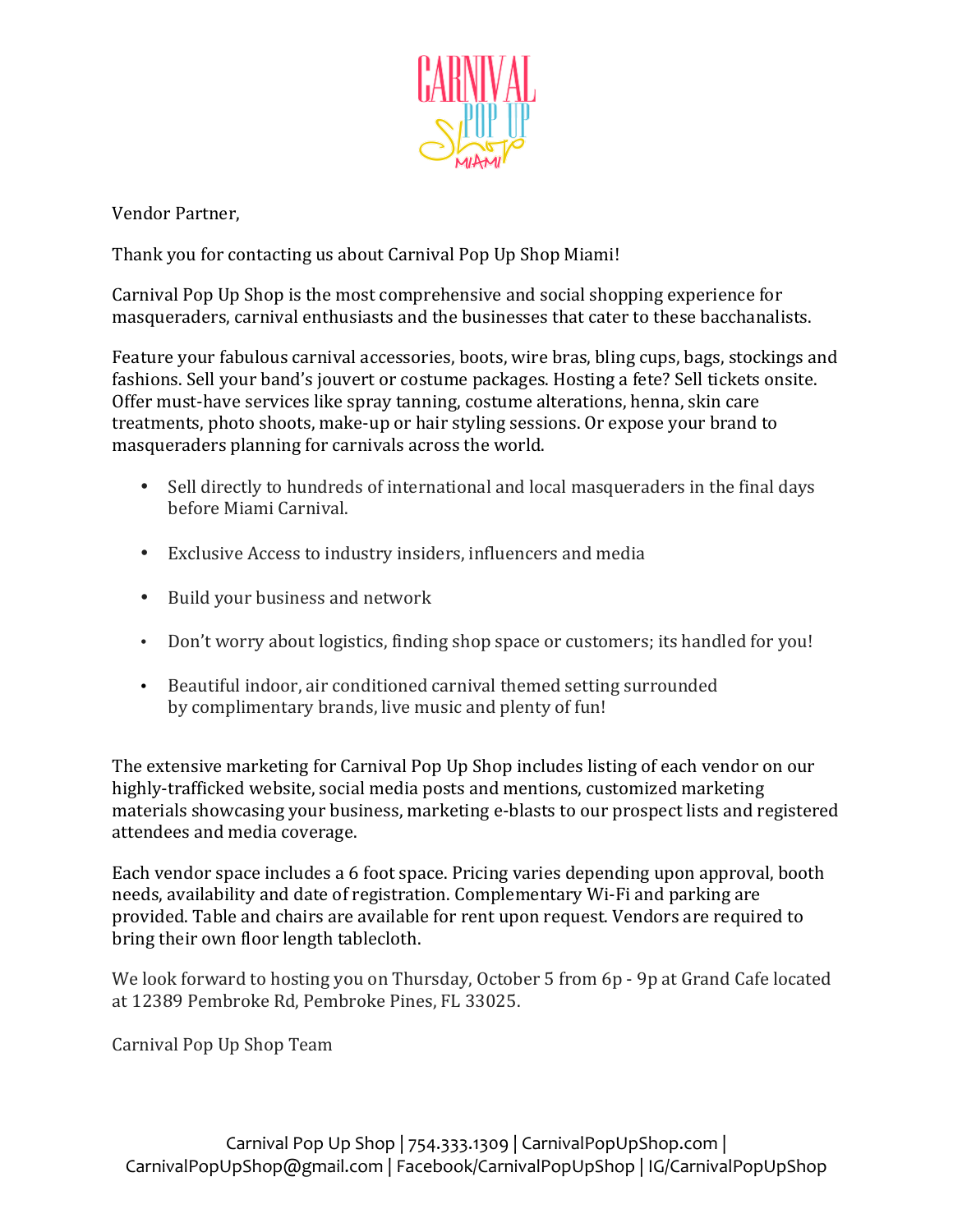Vendor Partner,

Thank you for contacting us about Carnival Pop Up Shop Miami!

Carnival Pop Up Shop is the most comprehensive and social shopping experience for masqueraders, carnival enthusiasts and the businesses that cater to these bacchanalists.

Feature your fabulous carnival accessories, boots, wire bras, bling cups, bags, stockings and fashions. Sell your band's jouvert or costume packages. Hosting a fete? Sell tickets onsite. Offer must-have services like spray tanning, costume alterations, henna, skin care treatments, photo shoots, make-up or hair styling sessions. Or expose your brand to masqueraders planning for carnivals across the world.

- Sell directly to hundreds of international and local masqueraders in the final days before Miami Carnival.
- Exclusive Access to industry insiders, influencers and media
- Build your business and network
- Don't worry about logistics, finding shop space or customers; its handled for you!
- Beautiful indoor, air conditioned carnival themed setting surrounded by complimentary brands, live music and plenty of fun!

The extensive marketing for Carnival Pop Up Shop includes listing of each vendor on our highly-trafficked website, social media posts and mentions, customized marketing materials showcasing your business, marketing e-blasts to our prospect lists and registered attendees and media coverage.

Each vendor space includes a 6 foot space. Pricing varies depending upon approval, booth needs, availability and date of registration. Complementary Wi-Fi and parking are provided. Table and chairs are available for rent upon request. Vendors are required to bring their own floor length tablecloth.

We look forward to hosting you on Thursday, October 5 from 6p - 9p at Grand Cafe located at 12389 Pembroke Rd, Pembroke Pines, FL 33025.

Carnival Pop Up Shop Team

Carnival Pop Up Shop | 754.333.1309 | CarnivalPopUpShop.com | CarnivalPopUpShop@gmail.com | Facebook/CarnivalPopUpShop | IG/CarnivalPopUpShop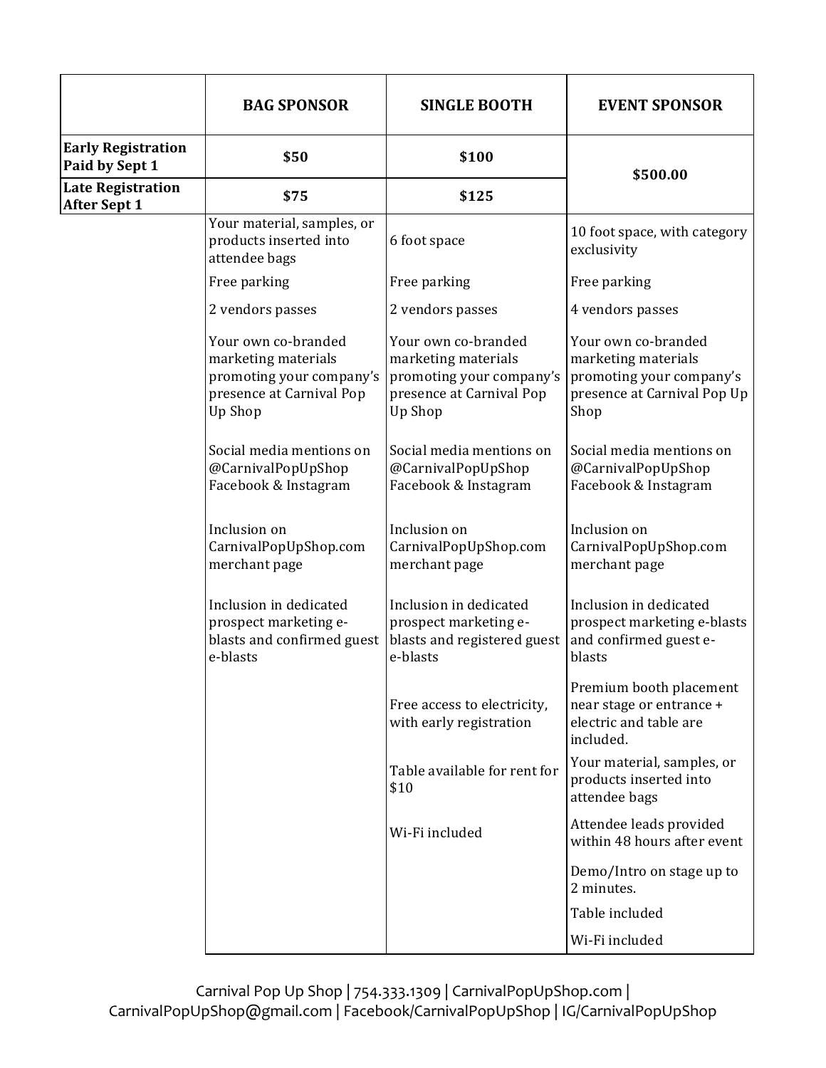| | BAG SPONSOR | SINGLE BOOTH | EVENT SPONSOR |
|---|---|---|---|
| **Early Registration Paid by Sept 1** | **$50** | **$100** | **$500.00** |
| **Late Registration After Sept 1** | **$75** | **$125** | |
| | Your material, samples, or products inserted into attendee bags | 6 foot space | 10 foot space, with category exclusivity |
| | Free parking | Free parking | Free parking |
| | 2 vendors passes | 2 vendors passes | 4 vendors passes |
| | Your own co-branded marketing materials promoting your company's presence at Carnival Pop Up Shop | Your own co-branded marketing materials promoting your company's presence at Carnival Pop Up Shop | Your own co-branded marketing materials promoting your company's presence at Carnival Pop Up Shop |
| | Social media mentions on @CarnivalPopUpShop Facebook & Instagram | Social media mentions on @CarnivalPopUpShop Facebook & Instagram | Social media mentions on @CarnivalPopUpShop Facebook & Instagram |
| | Inclusion on CarnivalPopUpShop.com merchant page | Inclusion on CarnivalPopUpShop.com merchant page | Inclusion on CarnivalPopUpShop.com merchant page |
| | Inclusion in dedicated prospect marketing e-blasts and confirmed guest e-blasts | Inclusion in dedicated prospect marketing e-blasts and registered guest e-blasts | Inclusion in dedicated prospect marketing e-blasts and confirmed guest e-blasts |
| | | Free access to electricity, with early registration | Premium booth placement near stage or entrance + electric and table are included. |
| | | Table available for rent for $10 | Your material, samples, or products inserted into attendee bags |
| | | Wi-Fi included | Attendee leads provided within 48 hours after event |
| | | | Demo/Intro on stage up to 2 minutes. |
| | | | Table included |
| | | | Wi-Fi included |

Carnival Pop Up Shop | 754.333.1309 | CarnivalPopUpShop.com | CarnivalPopUpShop@gmail.com | Facebook/CarnivalPopUpShop | IG/CarnivalPopUpShop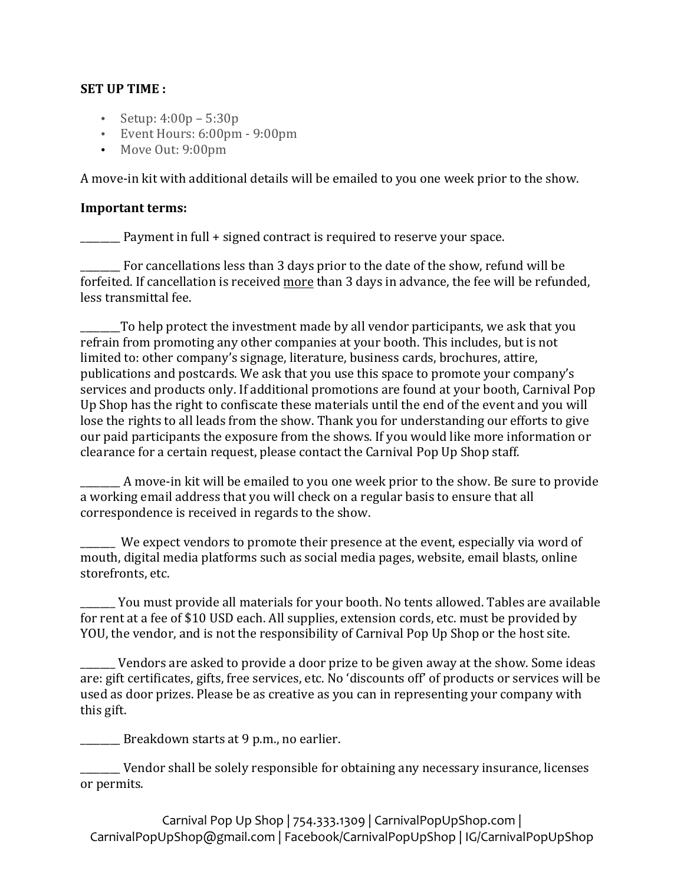**SET UP TIME :**

- Setup: 4:00p – 5:30p
- Event Hours: 6:00pm - 9:00pm
- Move Out: 9:00pm

A move-in kit with additional details will be emailed to you one week prior to the show.

**Important terms:**

________ Payment in full + signed contract is required to reserve your space.

________ For cancellations less than 3 days prior to the date of the show, refund will be forfeited. If cancellation is received more than 3 days in advance, the fee will be refunded, less transmittal fee.

________To help protect the investment made by all vendor participants, we ask that you refrain from promoting any other companies at your booth. This includes, but is not limited to: other company's signage, literature, business cards, brochures, attire, publications and postcards. We ask that you use this space to promote your company's services and products only. If additional promotions are found at your booth, Carnival Pop Up Shop has the right to confiscate these materials until the end of the event and you will lose the rights to all leads from the show. Thank you for understanding our efforts to give our paid participants the exposure from the shows. If you would like more information or clearance for a certain request, please contact the Carnival Pop Up Shop staff.

________ A move-in kit will be emailed to you one week prior to the show. Be sure to provide a working email address that you will check on a regular basis to ensure that all correspondence is received in regards to the show.

_______ We expect vendors to promote their presence at the event, especially via word of mouth, digital media platforms such as social media pages, website, email blasts, online storefronts, etc.

_______ You must provide all materials for your booth. No tents allowed. Tables are available for rent at a fee of $10 USD each. All supplies, extension cords, etc. must be provided by YOU, the vendor, and is not the responsibility of Carnival Pop Up Shop or the host site.

_______ Vendors are asked to provide a door prize to be given away at the show. Some ideas are: gift certificates, gifts, free services, etc. No 'discounts off' of products or services will be used as door prizes. Please be as creative as you can in representing your company with this gift.

________ Breakdown starts at 9 p.m., no earlier.

________ Vendor shall be solely responsible for obtaining any necessary insurance, licenses or permits.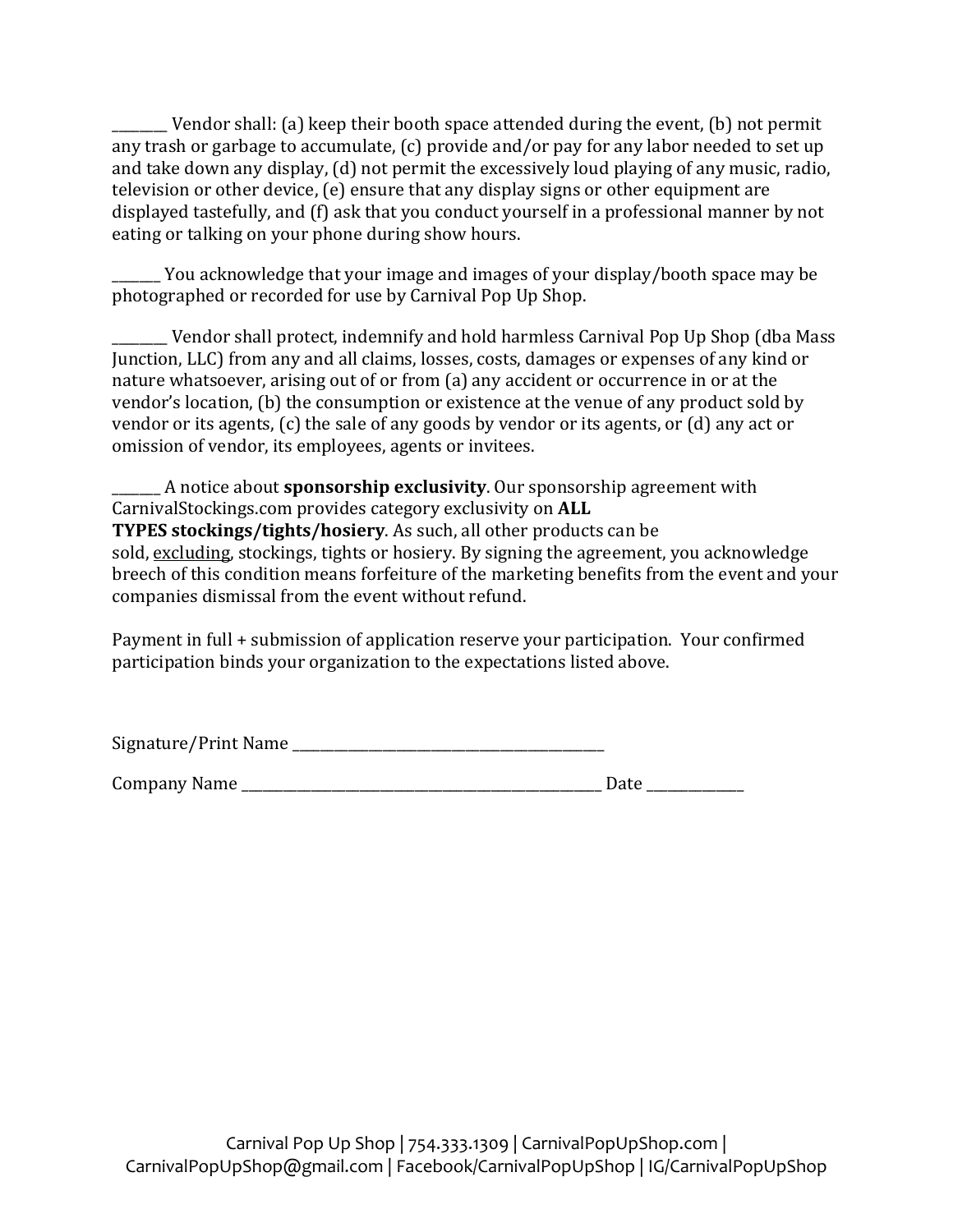________ Vendor shall: (a) keep their booth space attended during the event, (b) not permit any trash or garbage to accumulate, (c) provide and/or pay for any labor needed to set up and take down any display, (d) not permit the excessively loud playing of any music, radio, television or other device, (e) ensure that any display signs or other equipment are displayed tastefully, and (f) ask that you conduct yourself in a professional manner by not eating or talking on your phone during show hours.

_______ You acknowledge that your image and images of your display/booth space may be photographed or recorded for use by Carnival Pop Up Shop.

________ Vendor shall protect, indemnify and hold harmless Carnival Pop Up Shop (dba Mass Junction, LLC) from any and all claims, losses, costs, damages or expenses of any kind or nature whatsoever, arising out of or from (a) any accident or occurrence in or at the vendor's location, (b) the consumption or existence at the venue of any product sold by vendor or its agents, (c) the sale of any goods by vendor or its agents, or (d) any act or omission of vendor, its employees, agents or invitees.

_______ A notice about **sponsorship exclusivity**. Our sponsorship agreement with CarnivalStockings.com provides category exclusivity on **ALL TYPES stockings/tights/hosiery**. As such, all other products can be sold, excluding, stockings, tights or hosiery. By signing the agreement, you acknowledge breech of this condition means forfeiture of the marketing benefits from the event and your companies dismissal from the event without refund.

Payment in full + submission of application reserve your participation. Your confirmed participation binds your organization to the expectations listed above.

Signature/Print Name ____________________________________________

Company Name ___________________________________________________ Date _____________